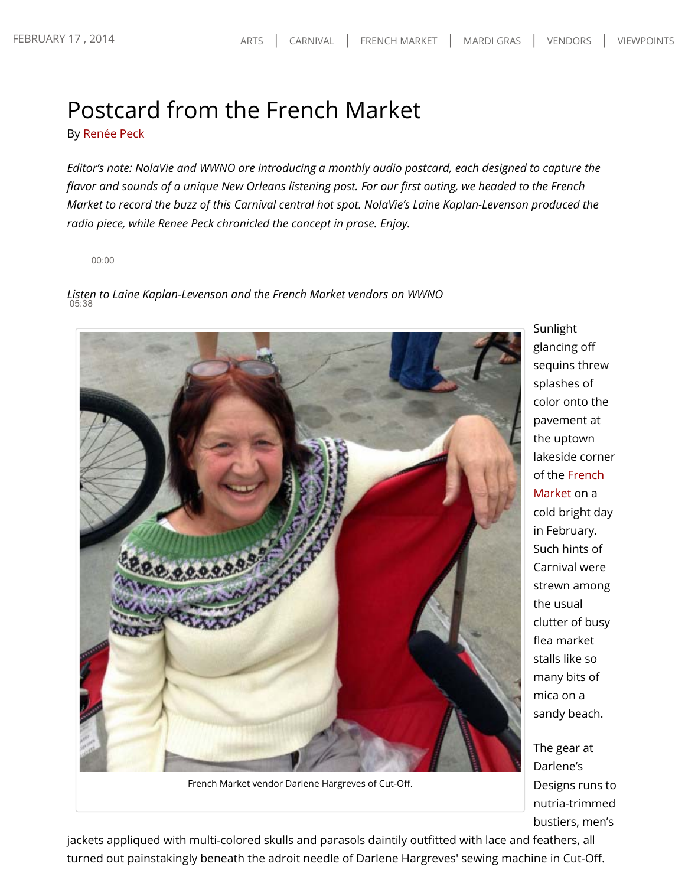FEBRUARY 17 , 2014

ARTS | CARNIVAL | FRENCH MARKET | MARDI GRAS | VENDORS | VIEWPOINTS

# Postcard from the French Market

By Renée Peck

*Editor's note: NolaVie and WWNO are introducing a monthly audio postcard, each designed to capture the flavor and sounds of a unique New Orleans listening post. For our first outing, we headed to the French Market to record the buzz of this Carnival central hot spot. NolaVie's Laine Kaplan-Levenson produced the radio piece, while Renee Peck chronicled the concept in prose. Enjoy.*

00:00

*Listen to Laine Kaplan-Levenson and the French Market vendors on WWNO*
05:38

French Market vendor Darlene Hargreves of Cut-Off.

Sunlight glancing off sequins threw splashes of color onto the pavement at the uptown lakeside corner of the French Market on a cold bright day in February. Such hints of Carnival were strewn among the usual clutter of busy flea market stalls like so many bits of mica on a sandy beach.

The gear at Darlene's Designs runs to nutria-trimmed bustiers, men's jackets appliqued with multi-colored skulls and parasols daintily outfitted with lace and feathers, all turned out painstakingly beneath the adroit needle of Darlene Hargreves' sewing machine in Cut-Off.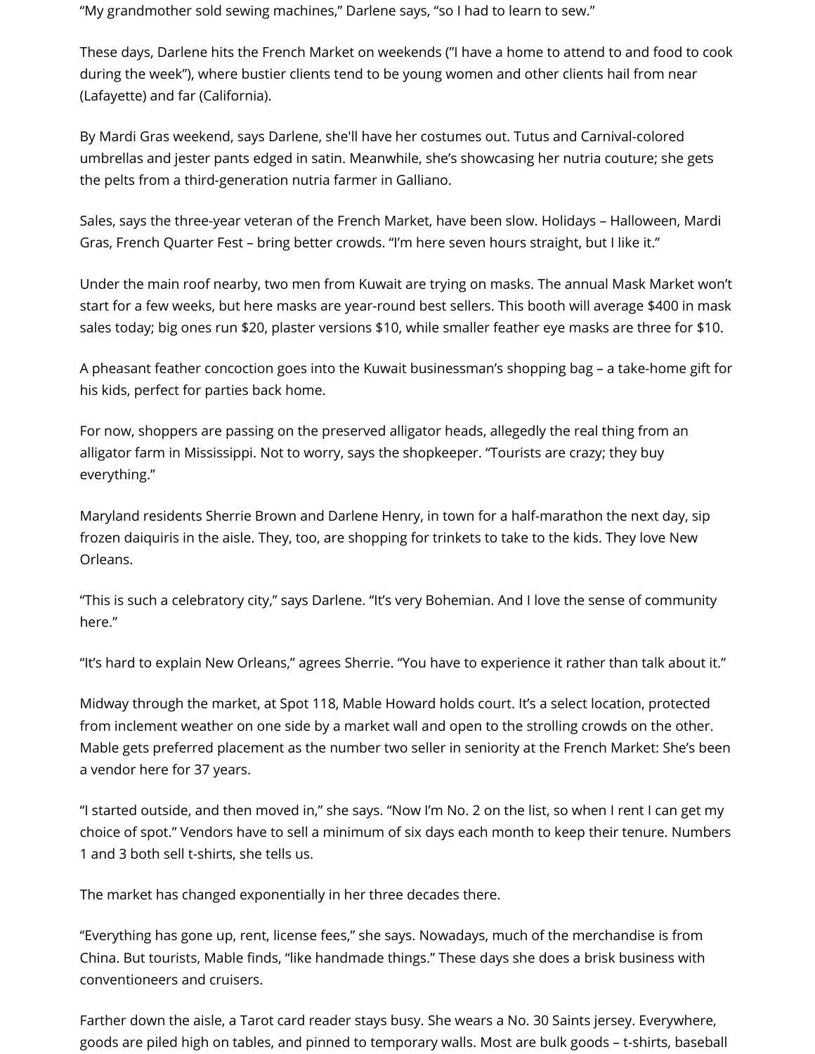“My grandmother sold sewing machines,” Darlene says, “so I had to learn to sew.”

These days, Darlene hits the French Market on weekends (”I have a home to attend to and food to cook during the week”), where bustier clients tend to be young women and other clients hail from near (Lafayette) and far (California).

By Mardi Gras weekend, says Darlene, she'll have her costumes out. Tutus and Carnival-colored umbrellas and jester pants edged in satin. Meanwhile, she’s showcasing her nutria couture; she gets the pelts from a third-generation nutria farmer in Galliano.

Sales, says the three-year veteran of the French Market, have been slow. Holidays – Halloween, Mardi Gras, French Quarter Fest – bring better crowds. “I’m here seven hours straight, but I like it.”

Under the main roof nearby, two men from Kuwait are trying on masks. The annual Mask Market won’t start for a few weeks, but here masks are year-round best sellers. This booth will average $400 in mask sales today; big ones run $20, plaster versions $10, while smaller feather eye masks are three for $10.

A pheasant feather concoction goes into the Kuwait businessman’s shopping bag – a take-home gift for his kids, perfect for parties back home.

For now, shoppers are passing on the preserved alligator heads, allegedly the real thing from an alligator farm in Mississippi. Not to worry, says the shopkeeper. “Tourists are crazy; they buy everything.”

Maryland residents Sherrie Brown and Darlene Henry, in town for a half-marathon the next day, sip frozen daiquiris in the aisle. They, too, are shopping for trinkets to take to the kids. They love New Orleans.

“This is such a celebratory city,” says Darlene. “It’s very Bohemian. And I love the sense of community here.”

“It’s hard to explain New Orleans,” agrees Sherrie. “You have to experience it rather than talk about it.”

Midway through the market, at Spot 118, Mable Howard holds court. It’s a select location, protected from inclement weather on one side by a market wall and open to the strolling crowds on the other. Mable gets preferred placement as the number two seller in seniority at the French Market: She’s been a vendor here for 37 years.

“I started outside, and then moved in,” she says. “Now I’m No. 2 on the list, so when I rent I can get my choice of spot.” Vendors have to sell a minimum of six days each month to keep their tenure. Numbers 1 and 3 both sell t-shirts, she tells us.

The market has changed exponentially in her three decades there.

“Everything has gone up, rent, license fees,” she says. Nowadays, much of the merchandise is from China. But tourists, Mable finds, “like handmade things.” These days she does a brisk business with conventioneers and cruisers.

Farther down the aisle, a Tarot card reader stays busy. She wears a No. 30 Saints jersey. Everywhere, goods are piled high on tables, and pinned to temporary walls. Most are bulk goods – t-shirts, baseball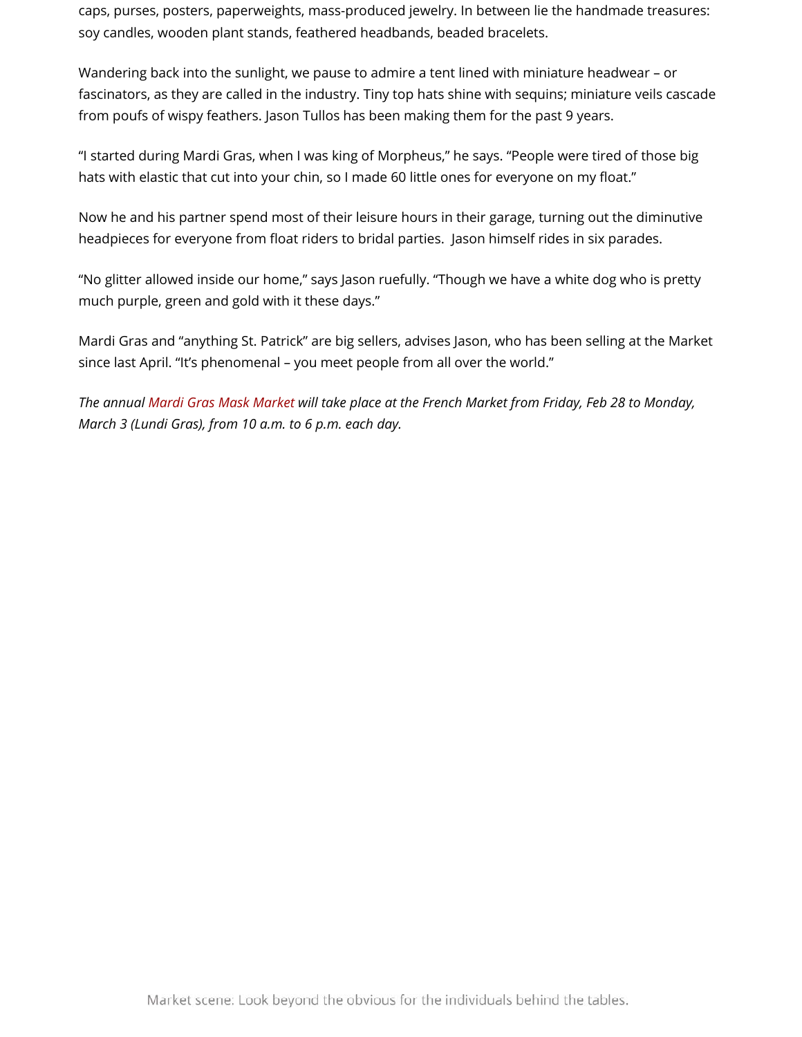caps, purses, posters, paperweights, mass-produced jewelry. In between lie the handmade treasures: soy candles, wooden plant stands, feathered headbands, beaded bracelets.

Wandering back into the sunlight, we pause to admire a tent lined with miniature headwear – or fascinators, as they are called in the industry. Tiny top hats shine with sequins; miniature veils cascade from poufs of wispy feathers. Jason Tullos has been making them for the past 9 years.

“I started during Mardi Gras, when I was king of Morpheus,” he says. “People were tired of those big hats with elastic that cut into your chin, so I made 60 little ones for everyone on my float.”

Now he and his partner spend most of their leisure hours in their garage, turning out the diminutive headpieces for everyone from float riders to bridal parties.  Jason himself rides in six parades.

“No glitter allowed inside our home,” says Jason ruefully. “Though we have a white dog who is pretty much purple, green and gold with it these days.”

Mardi Gras and “anything St. Patrick” are big sellers, advises Jason, who has been selling at the Market since last April. “It’s phenomenal – you meet people from all over the world.”

*The annual Mardi Gras Mask Market will take place at the French Market from Friday, Feb 28 to Monday, March 3 (Lundi Gras), from 10 a.m. to 6 p.m. each day.*

Market scene: Look beyond the obvious for the individuals behind the tables.